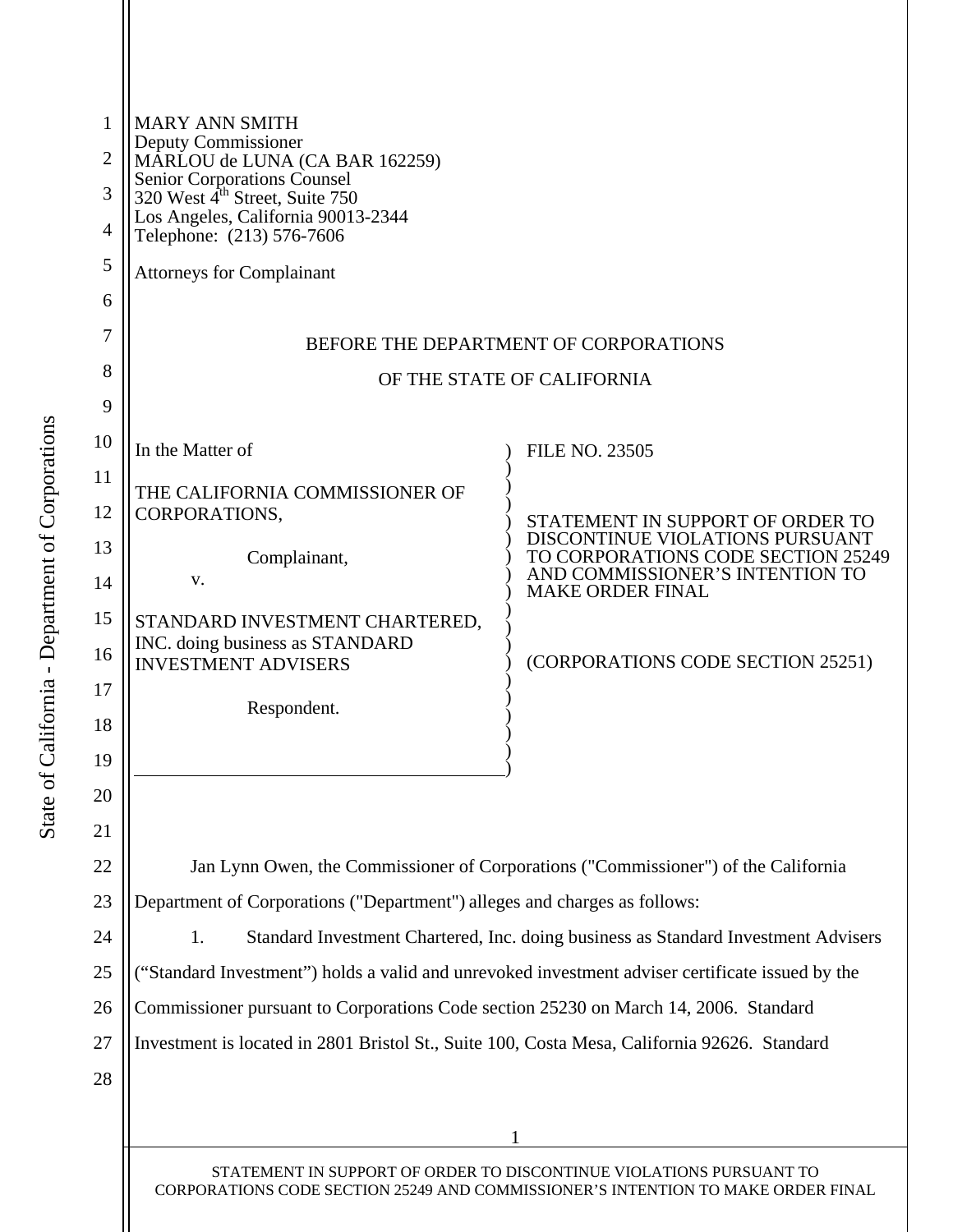MARY ANN SMITH
Deputy Commissioner
MARLOU de LUNA (CA BAR 162259)
Senior Corporations Counsel
320 West 4th Street, Suite 750
Los Angeles, California 90013-2344
Telephone: (213) 576-7606

Attorneys for Complainant

BEFORE THE DEPARTMENT OF CORPORATIONS

OF THE STATE OF CALIFORNIA

| | |
|---|---|
| In the Matter of<br><br>THE CALIFORNIA COMMISSIONER OF CORPORATIONS,<br><br>Complainant,<br><br>v.<br><br>STANDARD INVESTMENT CHARTERED, INC. doing business as STANDARD INVESTMENT ADVISERS<br><br>Respondent. | FILE NO. 23505<br><br>STATEMENT IN SUPPORT OF ORDER TO DISCONTINUE VIOLATIONS PURSUANT TO CORPORATIONS CODE SECTION 25249 AND COMMISSIONER'S INTENTION TO MAKE ORDER FINAL<br><br>(CORPORATIONS CODE SECTION 25251) |

Jan Lynn Owen, the Commissioner of Corporations ("Commissioner") of the California Department of Corporations ("Department") alleges and charges as follows:

1. Standard Investment Chartered, Inc. doing business as Standard Investment Advisers ("Standard Investment") holds a valid and unrevoked investment adviser certificate issued by the Commissioner pursuant to Corporations Code section 25230 on March 14, 2006. Standard Investment is located in 2801 Bristol St., Suite 100, Costa Mesa, California 92626. Standard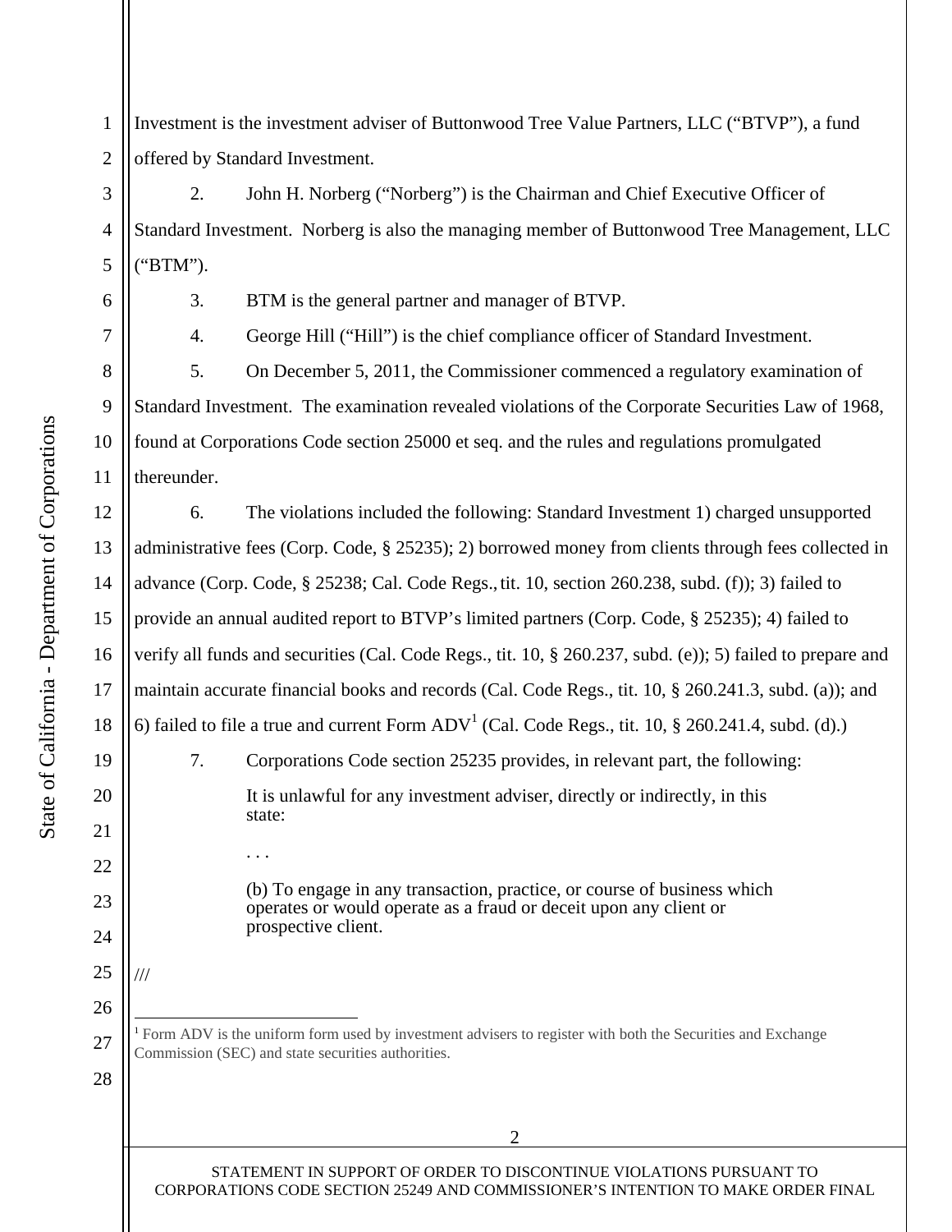Investment is the investment adviser of Buttonwood Tree Value Partners, LLC ("BTVP"), a fund offered by Standard Investment.

2. John H. Norberg ("Norberg") is the Chairman and Chief Executive Officer of Standard Investment. Norberg is also the managing member of Buttonwood Tree Management, LLC ("BTM").

3. BTM is the general partner and manager of BTVP.

4. George Hill ("Hill") is the chief compliance officer of Standard Investment.

5. On December 5, 2011, the Commissioner commenced a regulatory examination of Standard Investment. The examination revealed violations of the Corporate Securities Law of 1968, found at Corporations Code section 25000 et seq. and the rules and regulations promulgated thereunder.

6. The violations included the following: Standard Investment 1) charged unsupported administrative fees (Corp. Code, § 25235); 2) borrowed money from clients through fees collected in advance (Corp. Code, § 25238; Cal. Code Regs., tit. 10, section 260.238, subd. (f)); 3) failed to provide an annual audited report to BTVP's limited partners (Corp. Code, § 25235); 4) failed to verify all funds and securities (Cal. Code Regs., tit. 10, § 260.237, subd. (e)); 5) failed to prepare and maintain accurate financial books and records (Cal. Code Regs., tit. 10, § 260.241.3, subd. (a)); and 6) failed to file a true and current Form ADV[1] (Cal. Code Regs., tit. 10, § 260.241.4, subd. (d).)

7. Corporations Code section 25235 provides, in relevant part, the following:

> It is unlawful for any investment adviser, directly or indirectly, in this state:
>
> . . .
>
> (b) To engage in any transaction, practice, or course of business which operates or would operate as a fraud or deceit upon any client or prospective client.

///

[1] Form ADV is the uniform form used by investment advisers to register with both the Securities and Exchange Commission (SEC) and state securities authorities.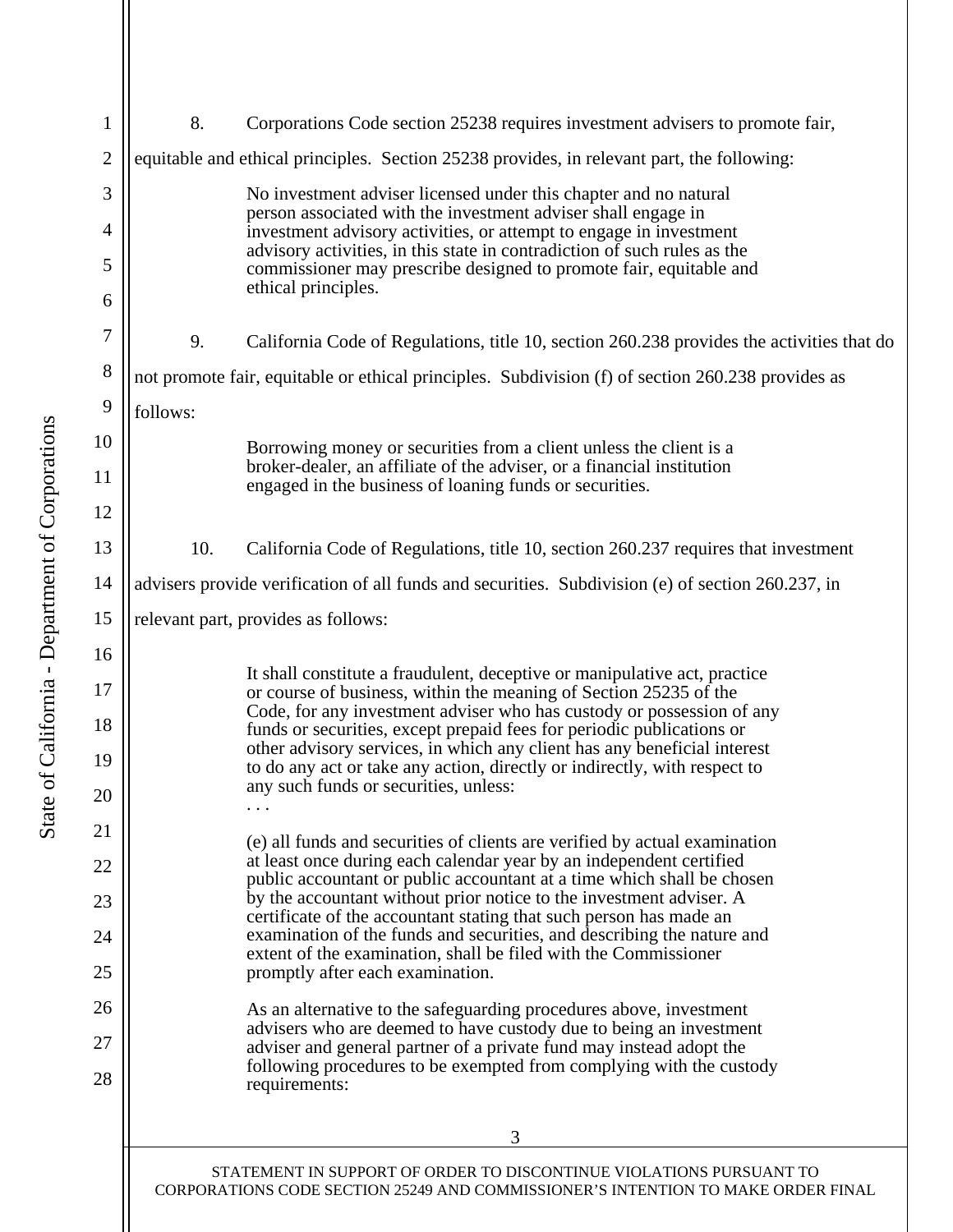8. Corporations Code section 25238 requires investment advisers to promote fair, equitable and ethical principles. Section 25238 provides, in relevant part, the following:

> No investment adviser licensed under this chapter and no natural person associated with the investment adviser shall engage in investment advisory activities, or attempt to engage in investment advisory activities, in this state in contradiction of such rules as the commissioner may prescribe designed to promote fair, equitable and ethical principles.

9. California Code of Regulations, title 10, section 260.238 provides the activities that do not promote fair, equitable or ethical principles. Subdivision (f) of section 260.238 provides as follows:

> Borrowing money or securities from a client unless the client is a broker-dealer, an affiliate of the adviser, or a financial institution engaged in the business of loaning funds or securities.

10. California Code of Regulations, title 10, section 260.237 requires that investment advisers provide verification of all funds and securities. Subdivision (e) of section 260.237, in relevant part, provides as follows:

> It shall constitute a fraudulent, deceptive or manipulative act, practice or course of business, within the meaning of Section 25235 of the Code, for any investment adviser who has custody or possession of any funds or securities, except prepaid fees for periodic publications or other advisory services, in which any client has any beneficial interest to do any act or take any action, directly or indirectly, with respect to any such funds or securities, unless:
>
> . . .
>
> (e) all funds and securities of clients are verified by actual examination at least once during each calendar year by an independent certified public accountant or public accountant at a time which shall be chosen by the accountant without prior notice to the investment adviser. A certificate of the accountant stating that such person has made an examination of the funds and securities, and describing the nature and extent of the examination, shall be filed with the Commissioner promptly after each examination.
>
> As an alternative to the safeguarding procedures above, investment advisers who are deemed to have custody due to being an investment adviser and general partner of a private fund may instead adopt the following procedures to be exempted from complying with the custody requirements: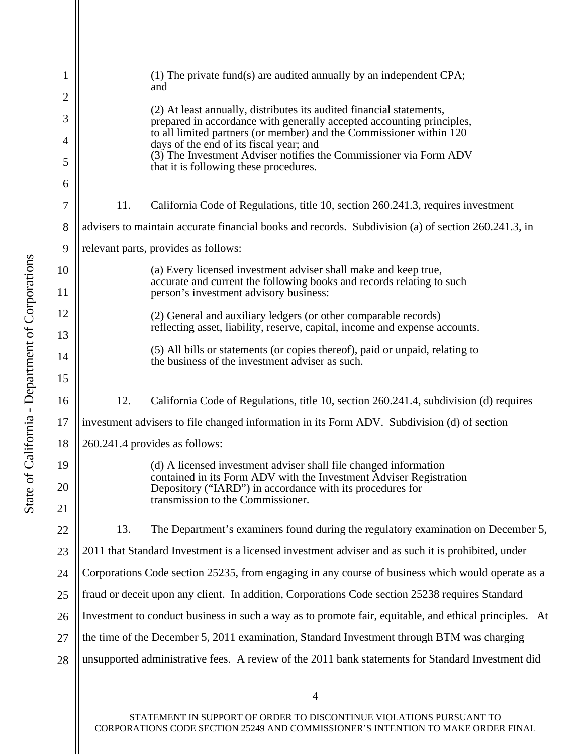> (1) The private fund(s) are audited annually by an independent CPA; and
>
> (2) At least annually, distributes its audited financial statements, prepared in accordance with generally accepted accounting principles, to all limited partners (or member) and the Commissioner within 120 days of the end of its fiscal year; and
> (3) The Investment Adviser notifies the Commissioner via Form ADV that it is following these procedures.

11. California Code of Regulations, title 10, section 260.241.3, requires investment advisers to maintain accurate financial books and records. Subdivision (a) of section 260.241.3, in relevant parts, provides as follows:

> (a) Every licensed investment adviser shall make and keep true, accurate and current the following books and records relating to such person's investment advisory business:
>
> (2) General and auxiliary ledgers (or other comparable records) reflecting asset, liability, reserve, capital, income and expense accounts.
>
> (5) All bills or statements (or copies thereof), paid or unpaid, relating to the business of the investment adviser as such.

12. California Code of Regulations, title 10, section 260.241.4, subdivision (d) requires investment advisers to file changed information in its Form ADV. Subdivision (d) of section 260.241.4 provides as follows:

> (d) A licensed investment adviser shall file changed information contained in its Form ADV with the Investment Adviser Registration Depository ("IARD") in accordance with its procedures for transmission to the Commissioner.

13. The Department's examiners found during the regulatory examination on December 5, 2011 that Standard Investment is a licensed investment adviser and as such it is prohibited, under Corporations Code section 25235, from engaging in any course of business which would operate as a fraud or deceit upon any client. In addition, Corporations Code section 25238 requires Standard Investment to conduct business in such a way as to promote fair, equitable, and ethical principles. At the time of the December 5, 2011 examination, Standard Investment through BTM was charging unsupported administrative fees. A review of the 2011 bank statements for Standard Investment did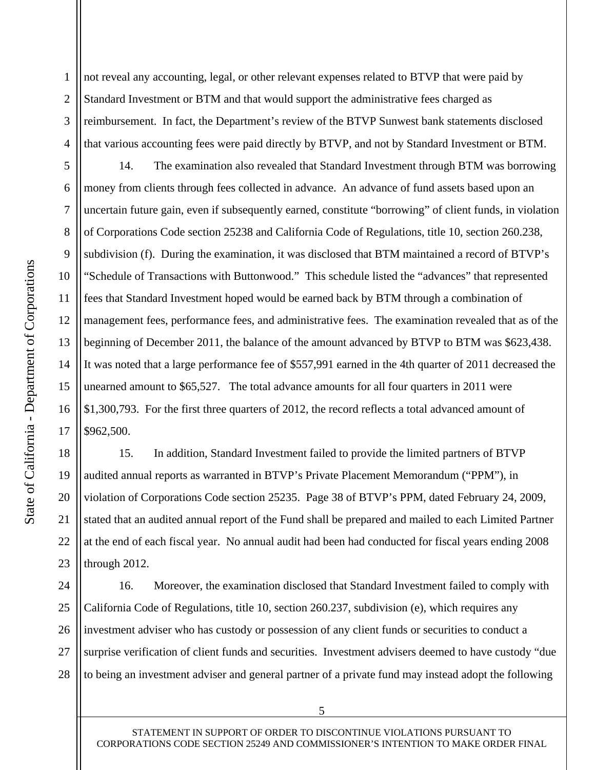not reveal any accounting, legal, or other relevant expenses related to BTVP that were paid by Standard Investment or BTM and that would support the administrative fees charged as reimbursement. In fact, the Department's review of the BTVP Sunwest bank statements disclosed that various accounting fees were paid directly by BTVP, and not by Standard Investment or BTM.

14. The examination also revealed that Standard Investment through BTM was borrowing money from clients through fees collected in advance. An advance of fund assets based upon an uncertain future gain, even if subsequently earned, constitute "borrowing" of client funds, in violation of Corporations Code section 25238 and California Code of Regulations, title 10, section 260.238, subdivision (f). During the examination, it was disclosed that BTM maintained a record of BTVP's "Schedule of Transactions with Buttonwood." This schedule listed the "advances" that represented fees that Standard Investment hoped would be earned back by BTM through a combination of management fees, performance fees, and administrative fees. The examination revealed that as of the beginning of December 2011, the balance of the amount advanced by BTVP to BTM was $623,438. It was noted that a large performance fee of $557,991 earned in the 4th quarter of 2011 decreased the unearned amount to $65,527. The total advance amounts for all four quarters in 2011 were $1,300,793. For the first three quarters of 2012, the record reflects a total advanced amount of $962,500.

15. In addition, Standard Investment failed to provide the limited partners of BTVP audited annual reports as warranted in BTVP's Private Placement Memorandum ("PPM"), in violation of Corporations Code section 25235. Page 38 of BTVP's PPM, dated February 24, 2009, stated that an audited annual report of the Fund shall be prepared and mailed to each Limited Partner at the end of each fiscal year. No annual audit had been had conducted for fiscal years ending 2008 through 2012.

16. Moreover, the examination disclosed that Standard Investment failed to comply with California Code of Regulations, title 10, section 260.237, subdivision (e), which requires any investment adviser who has custody or possession of any client funds or securities to conduct a surprise verification of client funds and securities. Investment advisers deemed to have custody "due to being an investment adviser and general partner of a private fund may instead adopt the following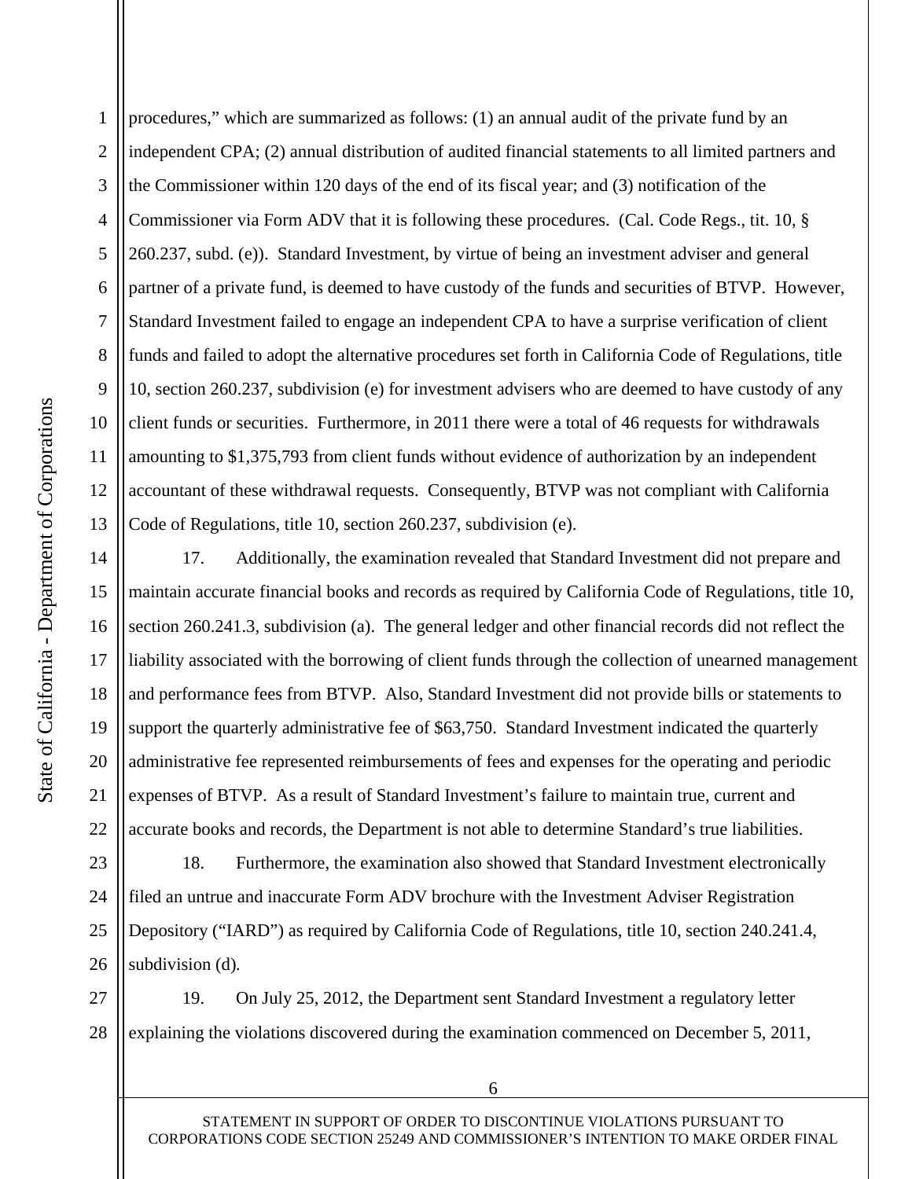procedures," which are summarized as follows: (1) an annual audit of the private fund by an independent CPA; (2) annual distribution of audited financial statements to all limited partners and the Commissioner within 120 days of the end of its fiscal year; and (3) notification of the Commissioner via Form ADV that it is following these procedures. (Cal. Code Regs., tit. 10, § 260.237, subd. (e)). Standard Investment, by virtue of being an investment adviser and general partner of a private fund, is deemed to have custody of the funds and securities of BTVP. However, Standard Investment failed to engage an independent CPA to have a surprise verification of client funds and failed to adopt the alternative procedures set forth in California Code of Regulations, title 10, section 260.237, subdivision (e) for investment advisers who are deemed to have custody of any client funds or securities. Furthermore, in 2011 there were a total of 46 requests for withdrawals amounting to $1,375,793 from client funds without evidence of authorization by an independent accountant of these withdrawal requests. Consequently, BTVP was not compliant with California Code of Regulations, title 10, section 260.237, subdivision (e).

17. Additionally, the examination revealed that Standard Investment did not prepare and maintain accurate financial books and records as required by California Code of Regulations, title 10, section 260.241.3, subdivision (a). The general ledger and other financial records did not reflect the liability associated with the borrowing of client funds through the collection of unearned management and performance fees from BTVP. Also, Standard Investment did not provide bills or statements to support the quarterly administrative fee of $63,750. Standard Investment indicated the quarterly administrative fee represented reimbursements of fees and expenses for the operating and periodic expenses of BTVP. As a result of Standard Investment's failure to maintain true, current and accurate books and records, the Department is not able to determine Standard's true liabilities.

18. Furthermore, the examination also showed that Standard Investment electronically filed an untrue and inaccurate Form ADV brochure with the Investment Adviser Registration Depository ("IARD") as required by California Code of Regulations, title 10, section 240.241.4, subdivision (d).

19. On July 25, 2012, the Department sent Standard Investment a regulatory letter explaining the violations discovered during the examination commenced on December 5, 2011,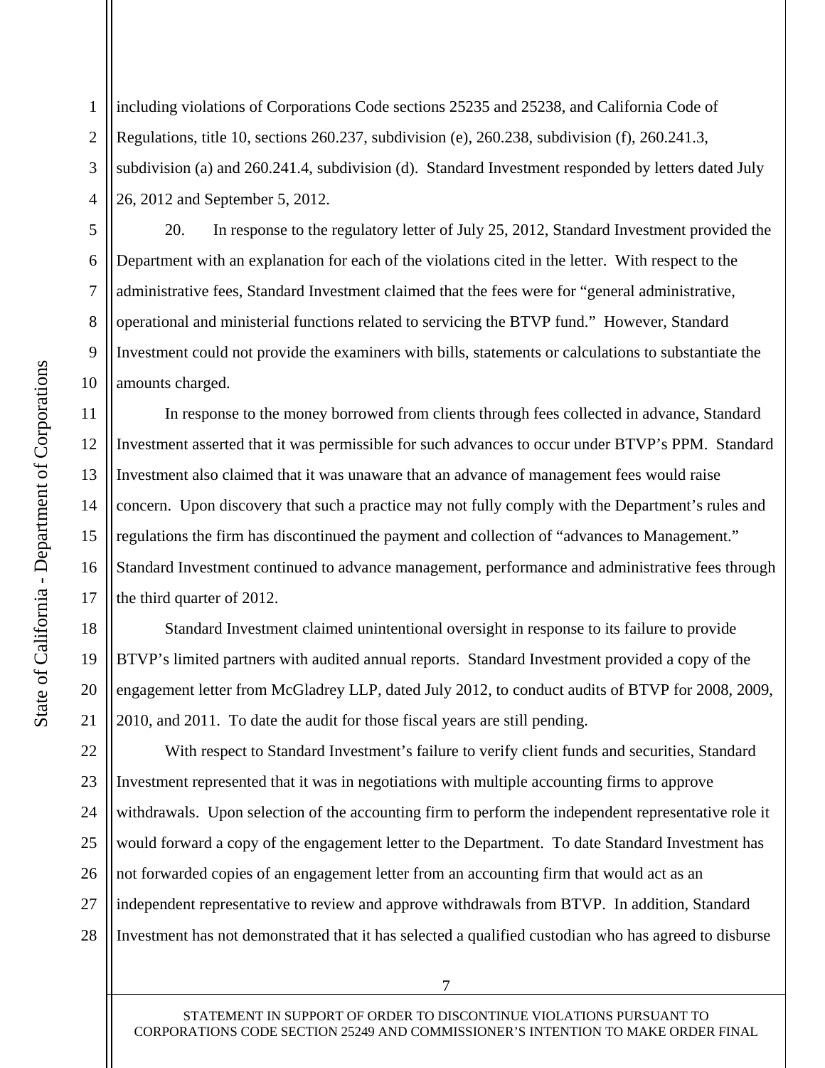including violations of Corporations Code sections 25235 and 25238, and California Code of Regulations, title 10, sections 260.237, subdivision (e), 260.238, subdivision (f), 260.241.3, subdivision (a) and 260.241.4, subdivision (d). Standard Investment responded by letters dated July 26, 2012 and September 5, 2012.

20. In response to the regulatory letter of July 25, 2012, Standard Investment provided the Department with an explanation for each of the violations cited in the letter. With respect to the administrative fees, Standard Investment claimed that the fees were for "general administrative, operational and ministerial functions related to servicing the BTVP fund." However, Standard Investment could not provide the examiners with bills, statements or calculations to substantiate the amounts charged.

In response to the money borrowed from clients through fees collected in advance, Standard Investment asserted that it was permissible for such advances to occur under BTVP's PPM. Standard Investment also claimed that it was unaware that an advance of management fees would raise concern. Upon discovery that such a practice may not fully comply with the Department's rules and regulations the firm has discontinued the payment and collection of "advances to Management." Standard Investment continued to advance management, performance and administrative fees through the third quarter of 2012.

Standard Investment claimed unintentional oversight in response to its failure to provide BTVP's limited partners with audited annual reports. Standard Investment provided a copy of the engagement letter from McGladrey LLP, dated July 2012, to conduct audits of BTVP for 2008, 2009, 2010, and 2011. To date the audit for those fiscal years are still pending.

With respect to Standard Investment's failure to verify client funds and securities, Standard Investment represented that it was in negotiations with multiple accounting firms to approve withdrawals. Upon selection of the accounting firm to perform the independent representative role it would forward a copy of the engagement letter to the Department. To date Standard Investment has not forwarded copies of an engagement letter from an accounting firm that would act as an independent representative to review and approve withdrawals from BTVP. In addition, Standard Investment has not demonstrated that it has selected a qualified custodian who has agreed to disburse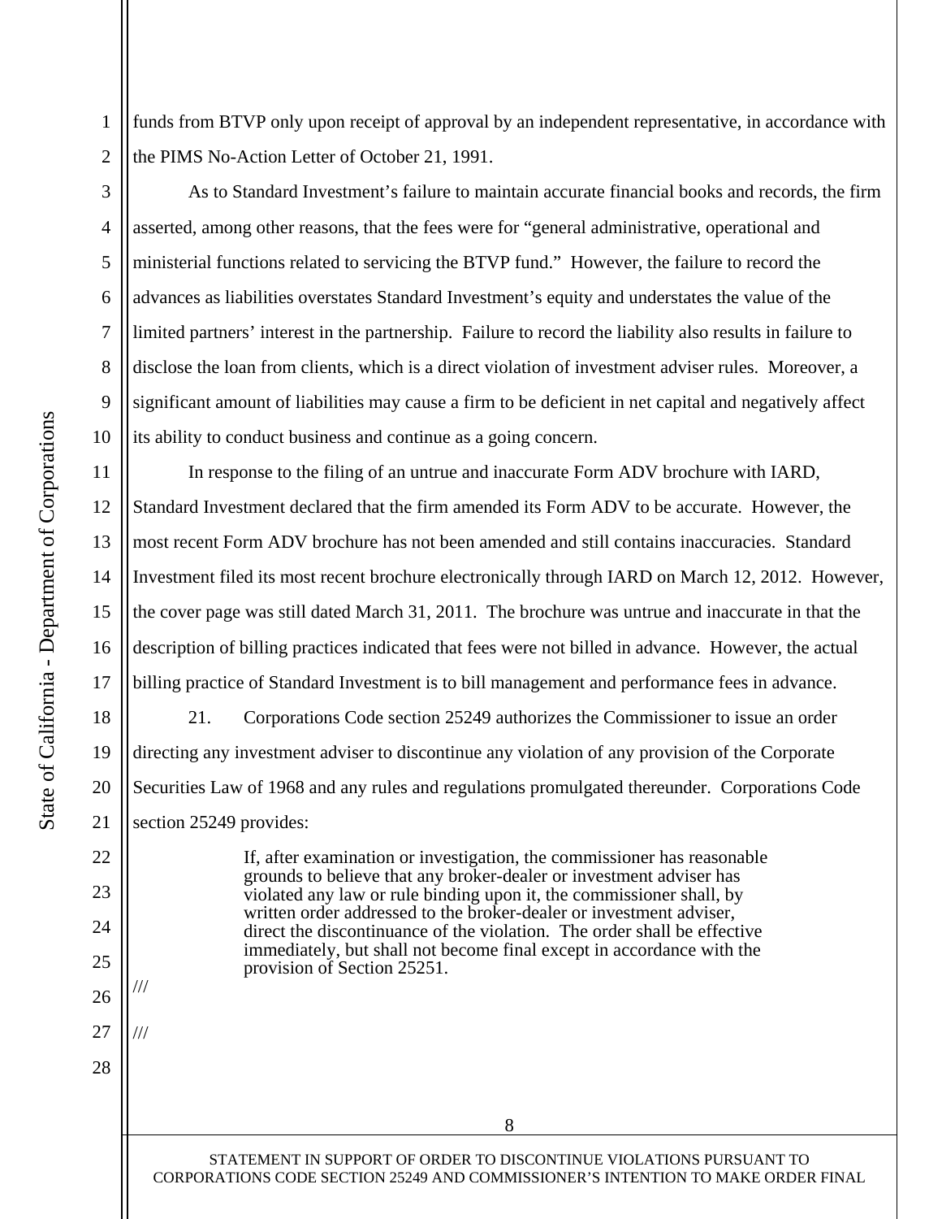funds from BTVP only upon receipt of approval by an independent representative, in accordance with the PIMS No-Action Letter of October 21, 1991.

As to Standard Investment's failure to maintain accurate financial books and records, the firm asserted, among other reasons, that the fees were for "general administrative, operational and ministerial functions related to servicing the BTVP fund." However, the failure to record the advances as liabilities overstates Standard Investment's equity and understates the value of the limited partners' interest in the partnership. Failure to record the liability also results in failure to disclose the loan from clients, which is a direct violation of investment adviser rules. Moreover, a significant amount of liabilities may cause a firm to be deficient in net capital and negatively affect its ability to conduct business and continue as a going concern.

In response to the filing of an untrue and inaccurate Form ADV brochure with IARD, Standard Investment declared that the firm amended its Form ADV to be accurate. However, the most recent Form ADV brochure has not been amended and still contains inaccuracies. Standard Investment filed its most recent brochure electronically through IARD on March 12, 2012. However, the cover page was still dated March 31, 2011. The brochure was untrue and inaccurate in that the description of billing practices indicated that fees were not billed in advance. However, the actual billing practice of Standard Investment is to bill management and performance fees in advance.

21. Corporations Code section 25249 authorizes the Commissioner to issue an order directing any investment adviser to discontinue any violation of any provision of the Corporate Securities Law of 1968 and any rules and regulations promulgated thereunder. Corporations Code section 25249 provides:

> If, after examination or investigation, the commissioner has reasonable grounds to believe that any broker-dealer or investment adviser has violated any law or rule binding upon it, the commissioner shall, by written order addressed to the broker-dealer or investment adviser, direct the discontinuance of the violation. The order shall be effective immediately, but shall not become final except in accordance with the provision of Section 25251.

///

///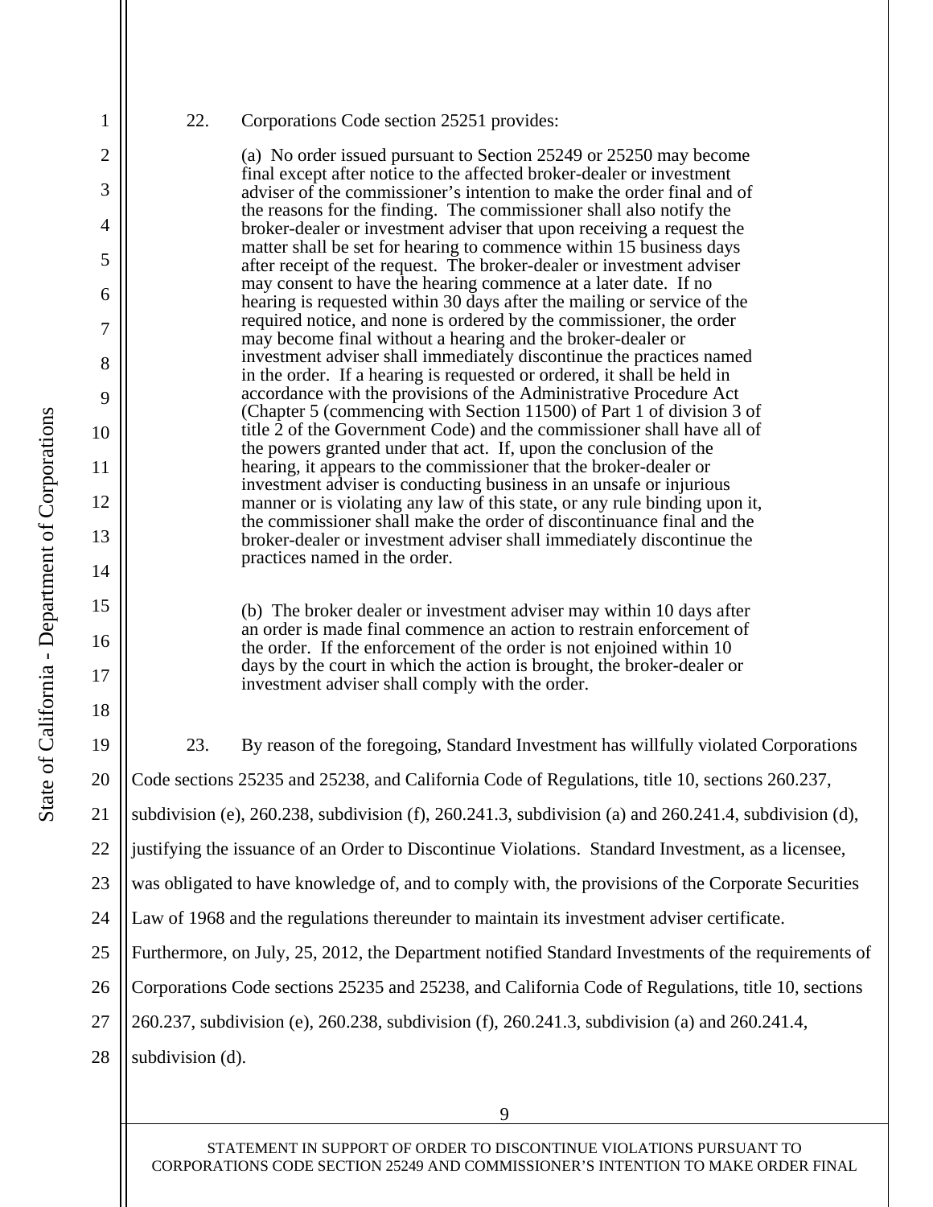22. Corporations Code section 25251 provides:

> (a) No order issued pursuant to Section 25249 or 25250 may become final except after notice to the affected broker-dealer or investment adviser of the commissioner's intention to make the order final and of the reasons for the finding. The commissioner shall also notify the broker-dealer or investment adviser that upon receiving a request the matter shall be set for hearing to commence within 15 business days after receipt of the request. The broker-dealer or investment adviser may consent to have the hearing commence at a later date. If no hearing is requested within 30 days after the mailing or service of the required notice, and none is ordered by the commissioner, the order may become final without a hearing and the broker-dealer or investment adviser shall immediately discontinue the practices named in the order. If a hearing is requested or ordered, it shall be held in accordance with the provisions of the Administrative Procedure Act (Chapter 5 (commencing with Section 11500) of Part 1 of division 3 of title 2 of the Government Code) and the commissioner shall have all of the powers granted under that act. If, upon the conclusion of the hearing, it appears to the commissioner that the broker-dealer or investment adviser is conducting business in an unsafe or injurious manner or is violating any law of this state, or any rule binding upon it, the commissioner shall make the order of discontinuance final and the broker-dealer or investment adviser shall immediately discontinue the practices named in the order.
>
> (b) The broker dealer or investment adviser may within 10 days after an order is made final commence an action to restrain enforcement of the order. If the enforcement of the order is not enjoined within 10 days by the court in which the action is brought, the broker-dealer or investment adviser shall comply with the order.

23. By reason of the foregoing, Standard Investment has willfully violated Corporations Code sections 25235 and 25238, and California Code of Regulations, title 10, sections 260.237, subdivision (e), 260.238, subdivision (f), 260.241.3, subdivision (a) and 260.241.4, subdivision (d), justifying the issuance of an Order to Discontinue Violations. Standard Investment, as a licensee, was obligated to have knowledge of, and to comply with, the provisions of the Corporate Securities Law of 1968 and the regulations thereunder to maintain its investment adviser certificate. Furthermore, on July, 25, 2012, the Department notified Standard Investments of the requirements of Corporations Code sections 25235 and 25238, and California Code of Regulations, title 10, sections 260.237, subdivision (e), 260.238, subdivision (f), 260.241.3, subdivision (a) and 260.241.4, subdivision (d).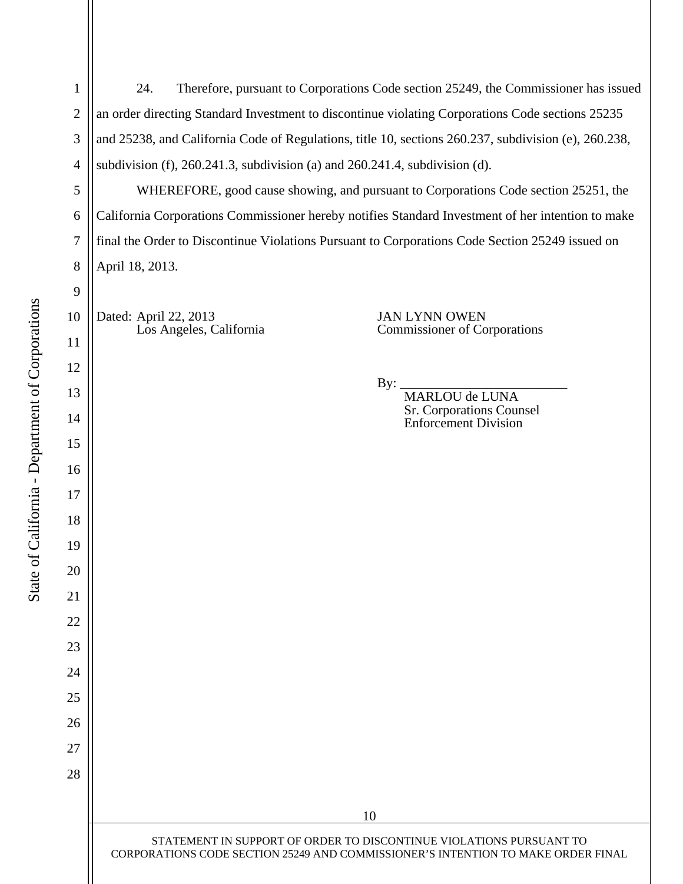24. Therefore, pursuant to Corporations Code section 25249, the Commissioner has issued an order directing Standard Investment to discontinue violating Corporations Code sections 25235 and 25238, and California Code of Regulations, title 10, sections 260.237, subdivision (e), 260.238, subdivision (f), 260.241.3, subdivision (a) and 260.241.4, subdivision (d).

WHEREFORE, good cause showing, and pursuant to Corporations Code section 25251, the California Corporations Commissioner hereby notifies Standard Investment of her intention to make final the Order to Discontinue Violations Pursuant to Corporations Code Section 25249 issued on April 18, 2013.

Dated: April 22, 2013
Los Angeles, California

JAN LYNN OWEN
Commissioner of Corporations

By: ________________________
MARLOU de LUNA
Sr. Corporations Counsel
Enforcement Division